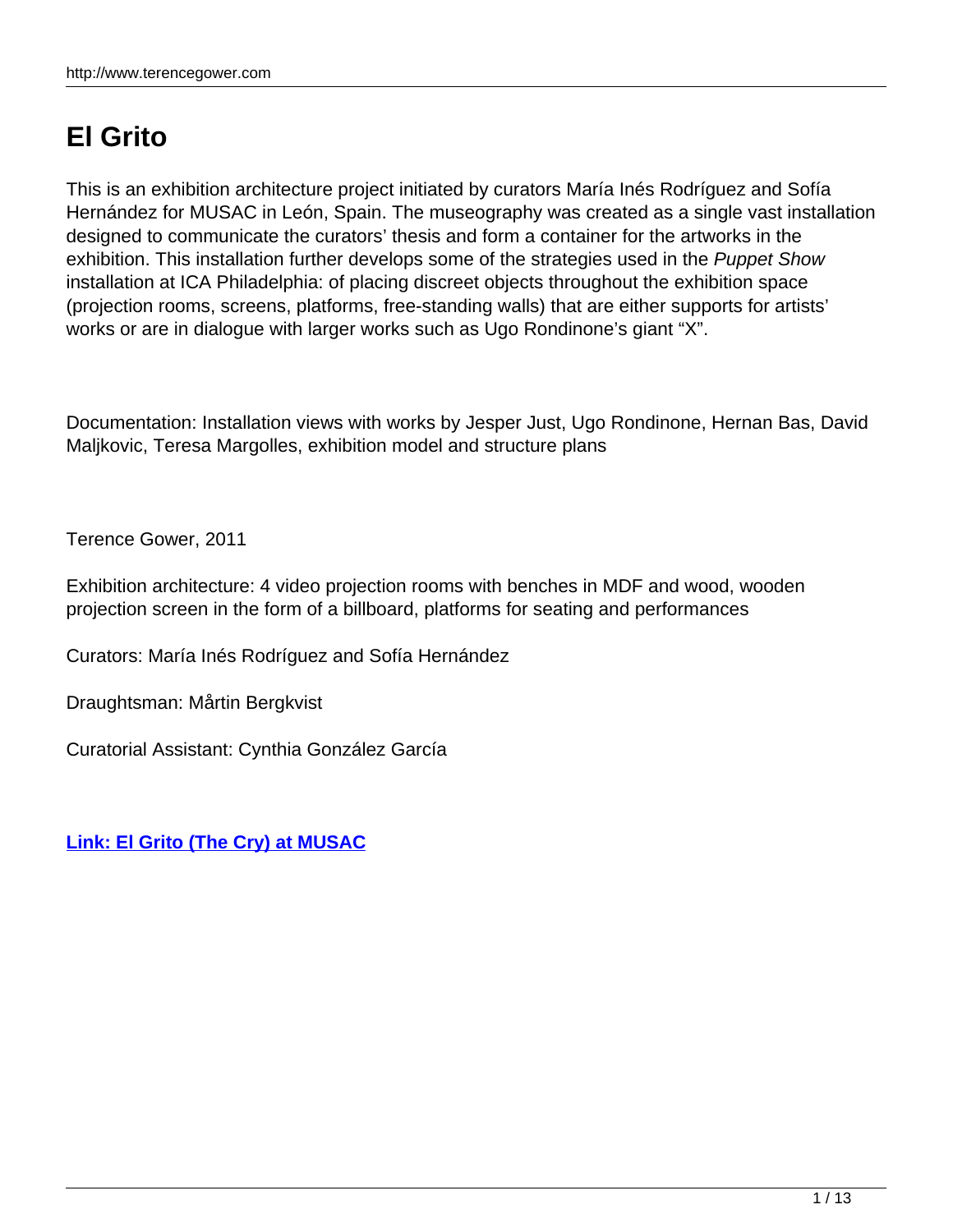# El Grito

This is an exhibition architecture project initiated by curators María Inés Rodríguez and Sofía Hernández for MUSAC in León, Spain. The museography was created as a single vast installation designed to communicate the curators' thesis and form a container for the artworks in the exhibition. This installation further develops some of the strategies used in the *Puppet Show* installation at ICA Philadelphia: of placing discreet objects throughout the exhibition space (projection rooms, screens, platforms, free-standing walls) that are either supports for artists' works or are in dialogue with larger works such as Ugo Rondinone's giant "X".

Documentation: Installation views with works by Jesper Just, Ugo Rondinone, Hernan Bas, David Maljkovic, Teresa Margolles, exhibition model and structure plans

Terence Gower, 2011

Exhibition architecture: 4 video projection rooms with benches in MDF and wood, wooden projection screen in the form of a billboard, platforms for seating and performances

Curators: María Inés Rodríguez and Sofía Hernández

Draughtsman: Mårtin Bergkvist

Curatorial Assistant: Cynthia González García

**Link: El Grito (The Cry) at MUSAC**